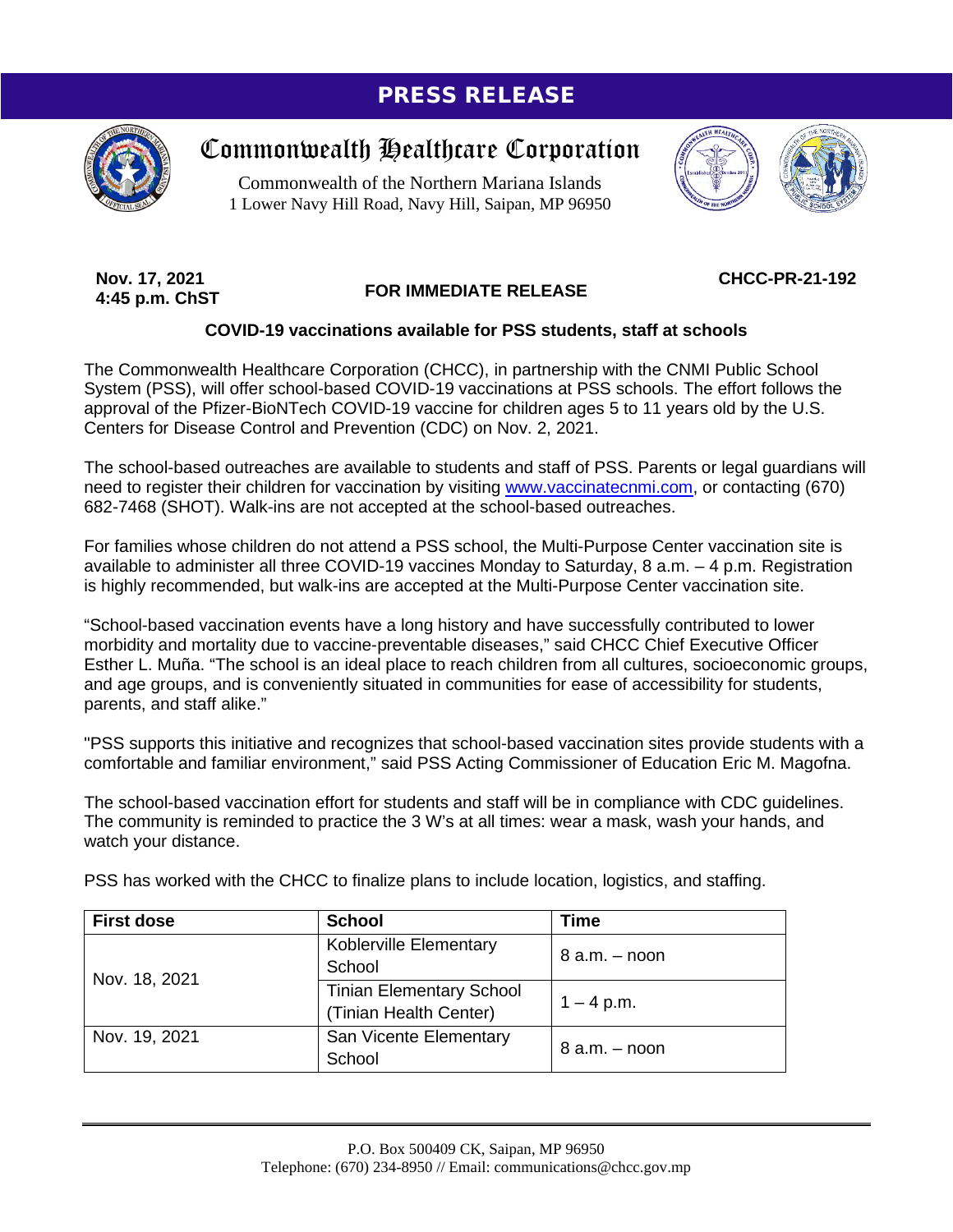# PRESS RELEASE

## Commonwealth Healthcare Corporation

Commonwealth of the Northern Mariana Islands
1 Lower Navy Hill Road, Navy Hill, Saipan, MP 96950

**Nov. 17, 2021**
**4:45 p.m. ChST**

**FOR IMMEDIATE RELEASE**

**CHCC-PR-21-192**

### COVID-19 vaccinations available for PSS students, staff at schools

The Commonwealth Healthcare Corporation (CHCC), in partnership with the CNMI Public School System (PSS), will offer school-based COVID-19 vaccinations at PSS schools. The effort follows the approval of the Pfizer-BioNTech COVID-19 vaccine for children ages 5 to 11 years old by the U.S. Centers for Disease Control and Prevention (CDC) on Nov. 2, 2021.

The school-based outreaches are available to students and staff of PSS. Parents or legal guardians will need to register their children for vaccination by visiting www.vaccinatecnmi.com, or contacting (670) 682-7468 (SHOT). Walk-ins are not accepted at the school-based outreaches.

For families whose children do not attend a PSS school, the Multi-Purpose Center vaccination site is available to administer all three COVID-19 vaccines Monday to Saturday, 8 a.m. – 4 p.m. Registration is highly recommended, but walk-ins are accepted at the Multi-Purpose Center vaccination site.

“School-based vaccination events have a long history and have successfully contributed to lower morbidity and mortality due to vaccine-preventable diseases,” said CHCC Chief Executive Officer Esther L. Muña. “The school is an ideal place to reach children from all cultures, socioeconomic groups, and age groups, and is conveniently situated in communities for ease of accessibility for students, parents, and staff alike.”

"PSS supports this initiative and recognizes that school-based vaccination sites provide students with a comfortable and familiar environment,” said PSS Acting Commissioner of Education Eric M. Magofna.

The school-based vaccination effort for students and staff will be in compliance with CDC guidelines. The community is reminded to practice the 3 W’s at all times: wear a mask, wash your hands, and watch your distance.

PSS has worked with the CHCC to finalize plans to include location, logistics, and staffing.

| First dose | School | Time |
|---|---|---|
| Nov. 18, 2021 | Koblerville Elementary School | 8 a.m. – noon |
| | Tinian Elementary School (Tinian Health Center) | 1 – 4 p.m. |
| Nov. 19, 2021 | San Vicente Elementary School | 8 a.m. – noon |

P.O. Box 500409 CK, Saipan, MP 96950
Telephone: (670) 234-8950 // Email: communications@chcc.gov.mp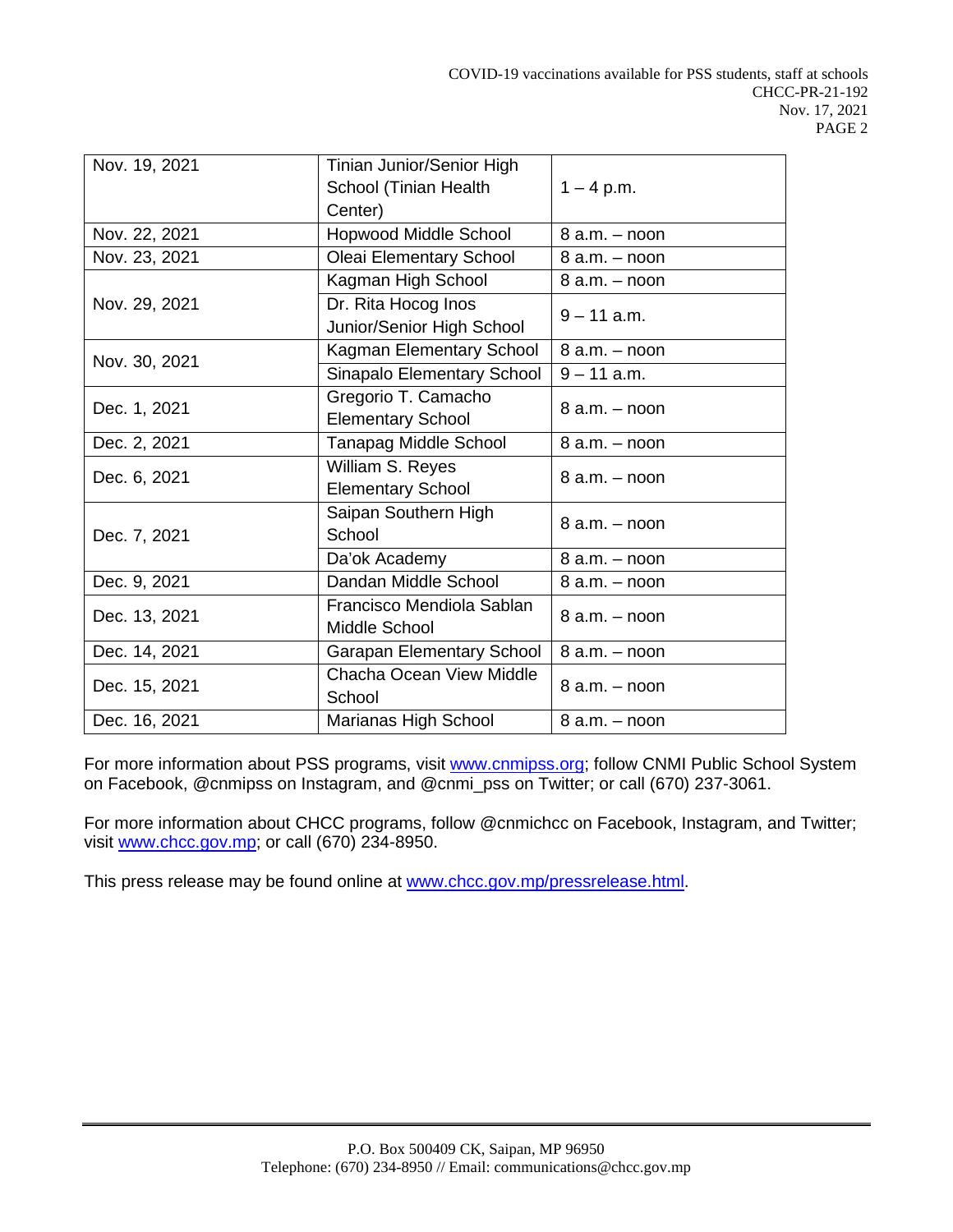| | | |
|---|---|---|
| Nov. 19, 2021 | Tinian Junior/Senior High School (Tinian Health Center) | 1 – 4 p.m. |
| Nov. 22, 2021 | Hopwood Middle School | 8 a.m. – noon |
| Nov. 23, 2021 | Oleai Elementary School | 8 a.m. – noon |
| Nov. 29, 2021 | Kagman High School | 8 a.m. – noon |
| | Dr. Rita Hocog Inos Junior/Senior High School | 9 – 11 a.m. |
| Nov. 30, 2021 | Kagman Elementary School | 8 a.m. – noon |
| | Sinapalo Elementary School | 9 – 11 a.m. |
| Dec. 1, 2021 | Gregorio T. Camacho Elementary School | 8 a.m. – noon |
| Dec. 2, 2021 | Tanapag Middle School | 8 a.m. – noon |
| Dec. 6, 2021 | William S. Reyes Elementary School | 8 a.m. – noon |
| Dec. 7, 2021 | Saipan Southern High School | 8 a.m. – noon |
| | Da'ok Academy | 8 a.m. – noon |
| Dec. 9, 2021 | Dandan Middle School | 8 a.m. – noon |
| Dec. 13, 2021 | Francisco Mendiola Sablan Middle School | 8 a.m. – noon |
| Dec. 14, 2021 | Garapan Elementary School | 8 a.m. – noon |
| Dec. 15, 2021 | Chacha Ocean View Middle School | 8 a.m. – noon |
| Dec. 16, 2021 | Marianas High School | 8 a.m. – noon |

For more information about PSS programs, visit www.cnmipss.org; follow CNMI Public School System on Facebook, @cnmipss on Instagram, and @cnmi_pss on Twitter; or call (670) 237-3061.

For more information about CHCC programs, follow @cnmichcc on Facebook, Instagram, and Twitter; visit www.chcc.gov.mp; or call (670) 234-8950.

This press release may be found online at www.chcc.gov.mp/pressrelease.html.